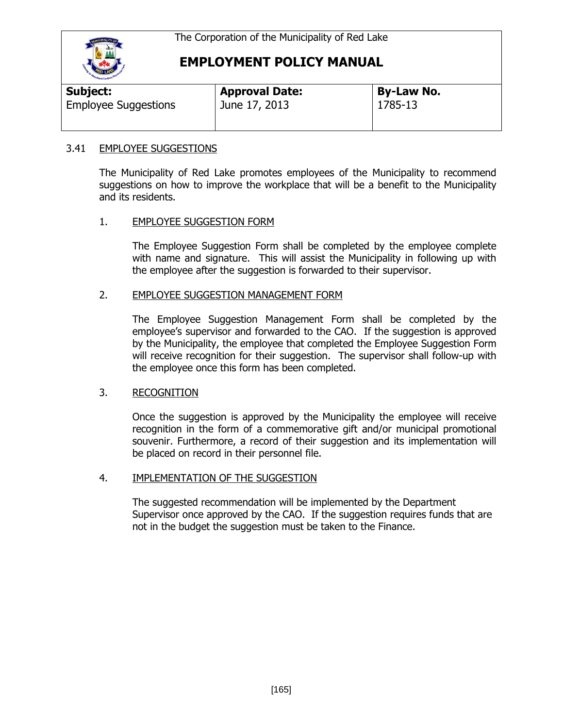The Corporation of the Municipality of Red Lake

# EMPLOYMENT POLICY MANUAL

| Subject: | Approval Date: | By-Law No. |
| --- | --- | --- |
| Employee Suggestions | June 17, 2013 | 1785-13 |

## 3.41 EMPLOYEE SUGGESTIONS

The Municipality of Red Lake promotes employees of the Municipality to recommend suggestions on how to improve the workplace that will be a benefit to the Municipality and its residents.

### 1. EMPLOYEE SUGGESTION FORM

The Employee Suggestion Form shall be completed by the employee complete with name and signature. This will assist the Municipality in following up with the employee after the suggestion is forwarded to their supervisor.

### 2. EMPLOYEE SUGGESTION MANAGEMENT FORM

The Employee Suggestion Management Form shall be completed by the employee's supervisor and forwarded to the CAO. If the suggestion is approved by the Municipality, the employee that completed the Employee Suggestion Form will receive recognition for their suggestion. The supervisor shall follow-up with the employee once this form has been completed.

### 3. RECOGNITION

Once the suggestion is approved by the Municipality the employee will receive recognition in the form of a commemorative gift and/or municipal promotional souvenir. Furthermore, a record of their suggestion and its implementation will be placed on record in their personnel file.

### 4. IMPLEMENTATION OF THE SUGGESTION

The suggested recommendation will be implemented by the Department Supervisor once approved by the CAO. If the suggestion requires funds that are not in the budget the suggestion must be taken to the Finance.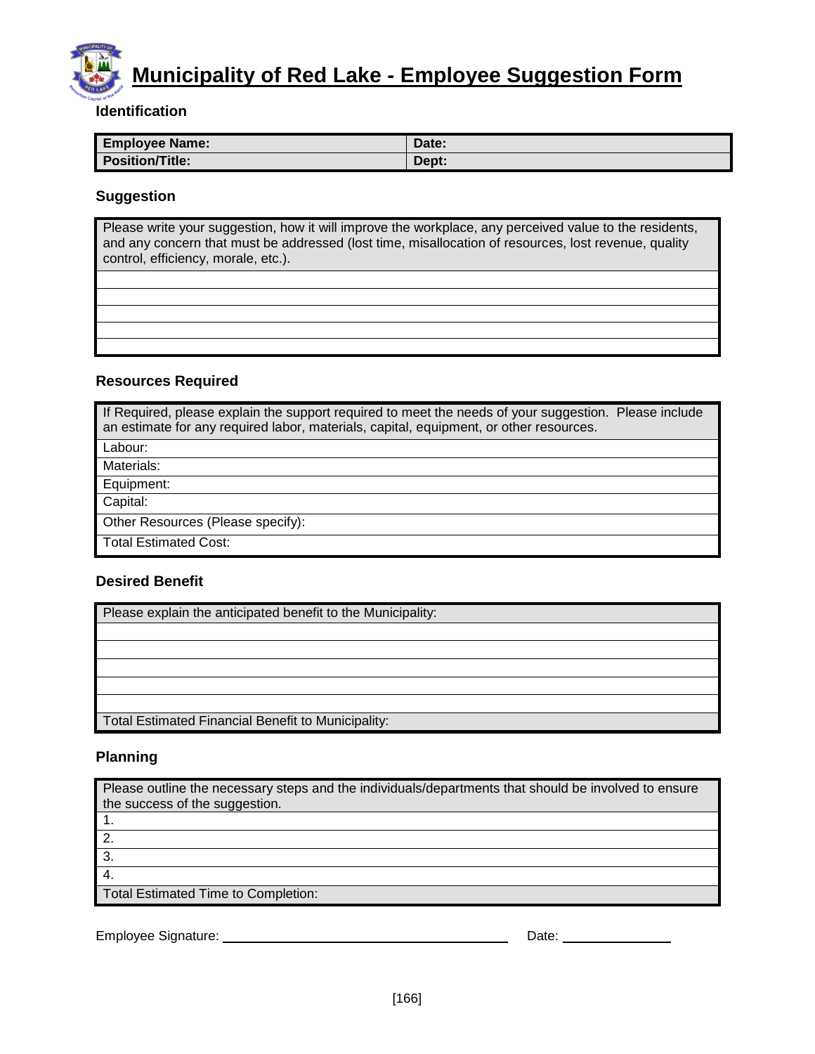# Municipality of Red Lake - Employee Suggestion Form

### Identification

| Employee Name: | Date: |
|---|---|
| Position/Title: | Dept: |

### Suggestion

| Please write your suggestion, how it will improve the workplace, any perceived value to the residents, and any concern that must be addressed (lost time, misallocation of resources, lost revenue, quality control, efficiency, morale, etc.). |
|---|
| |
| |
| |
| |
| |

### Resources Required

| If Required, please explain the support required to meet the needs of your suggestion. Please include an estimate for any required labor, materials, capital, equipment, or other resources. |
|---|
| Labour: |
| Materials: |
| Equipment: |
| Capital: |
| Other Resources (Please specify): |
| Total Estimated Cost: |

### Desired Benefit

| Please explain the anticipated benefit to the Municipality: |
|---|
| |
| |
| |
| |
| |
| Total Estimated Financial Benefit to Municipality: |

### Planning

| Please outline the necessary steps and the individuals/departments that should be involved to ensure the success of the suggestion. |
|---|
| 1. |
| 2. |
| 3. |
| 4. |
| Total Estimated Time to Completion: |

Employee Signature: ______________________________ Date: ____________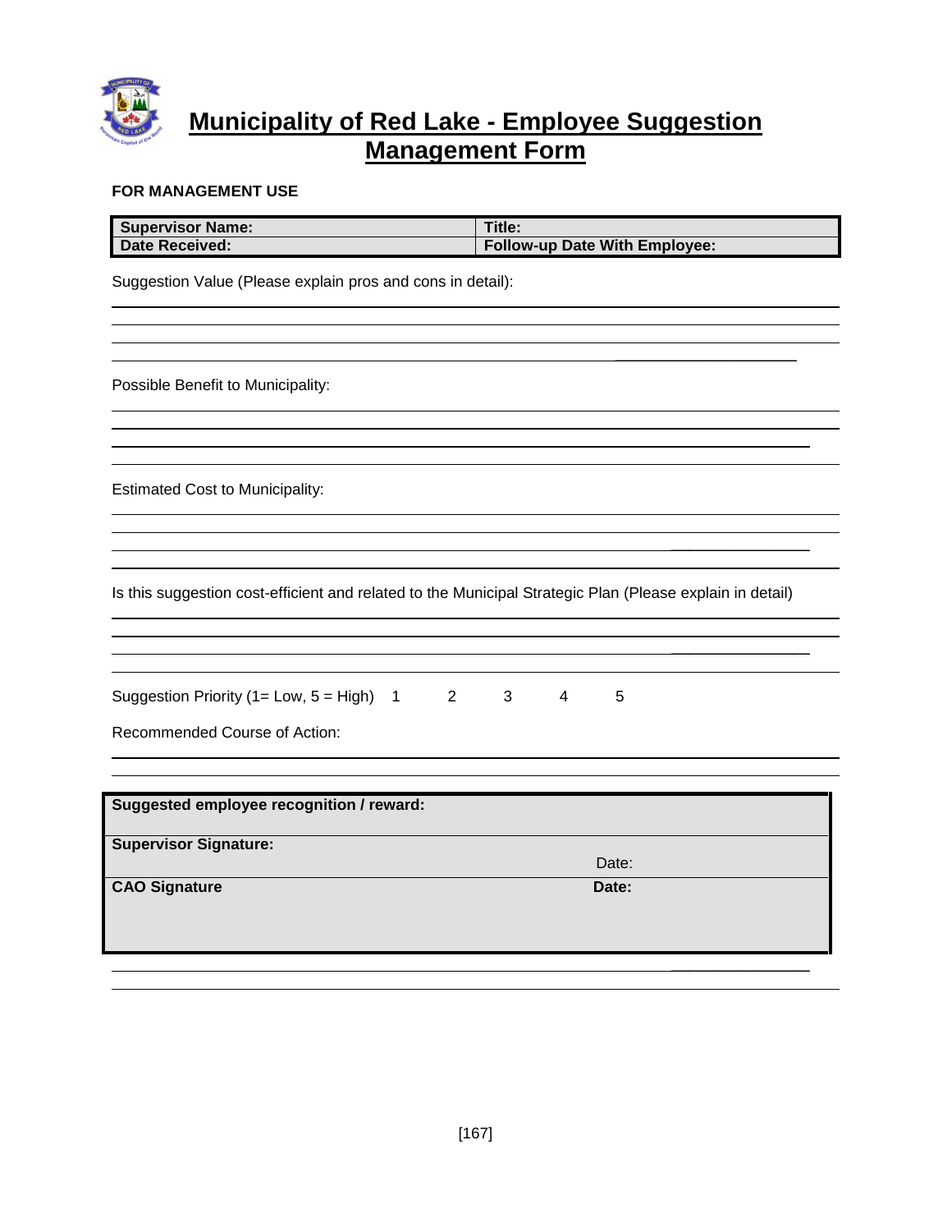# Municipality of Red Lake - Employee Suggestion Management Form

**FOR MANAGEMENT USE**

| | |
|---|---|
| **Supervisor Name:** | **Title:** |
| **Date Received:** | **Follow-up Date With Employee:** |

Suggestion Value (Please explain pros and cons in detail):

Possible Benefit to Municipality:

Estimated Cost to Municipality:

Is this suggestion cost-efficient and related to the Municipal Strategic Plan (Please explain in detail)

Suggestion Priority (1= Low, 5 = High) 1 2 3 4 5

Recommended Course of Action:

| | |
|---|---|
| **Suggested employee recognition / reward:** | |
| **Supervisor Signature:** | Date: |
| **CAO Signature** | **Date:** |